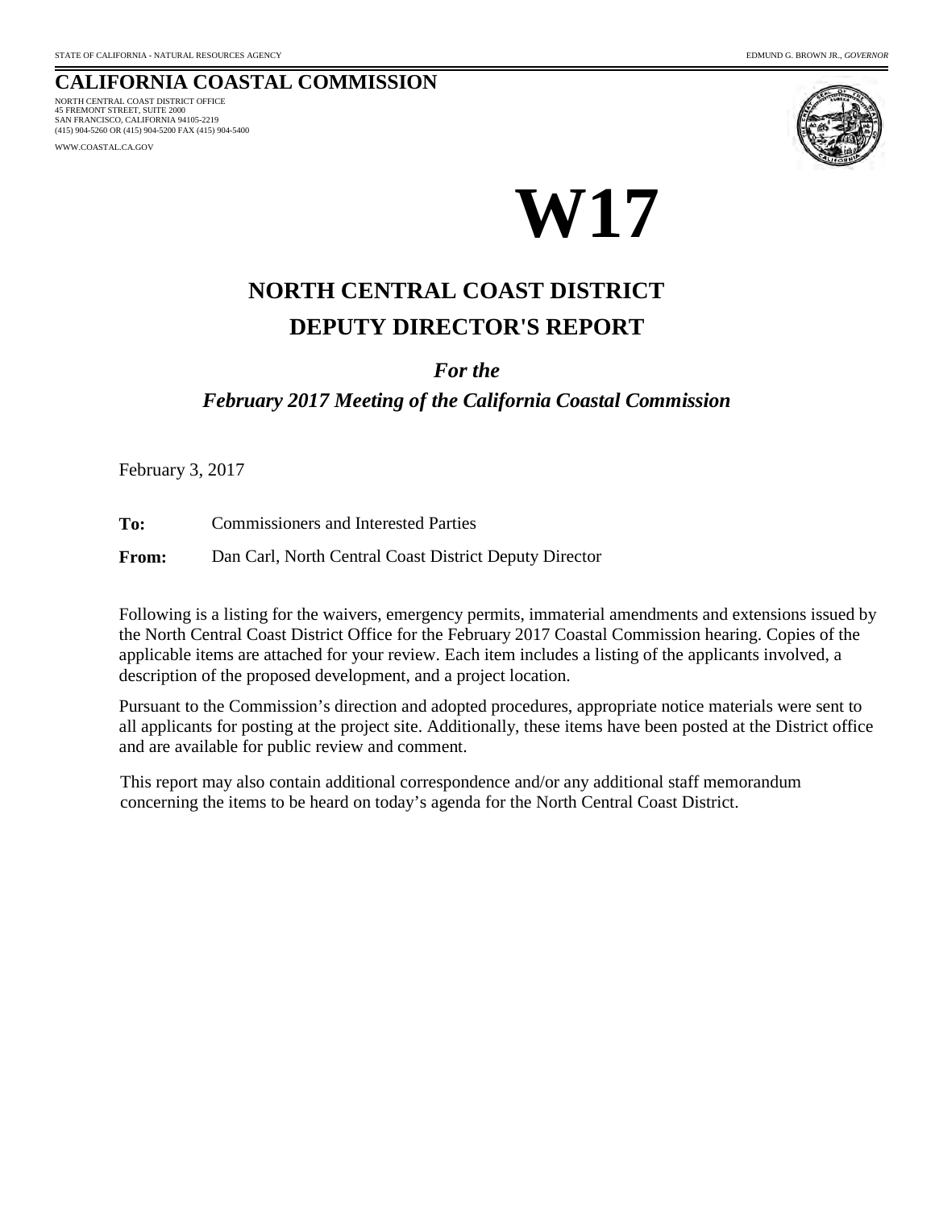STATE OF CALIFORNIA - NATURAL RESOURCES AGENCY

EDMUND G. BROWN JR., *GOVERNOR*

# CALIFORNIA COASTAL COMMISSION

NORTH CENTRAL COAST DISTRICT OFFICE
45 FREMONT STREET, SUITE 2000
SAN FRANCISCO, CALIFORNIA 94105-2219
(415) 904-5260 OR (415) 904-5200 FAX (415) 904-5400

WWW.COASTAL.CA.GOV

# W17

## NORTH CENTRAL COAST DISTRICT
## DEPUTY DIRECTOR'S REPORT

***For the***

***February 2017 Meeting of the California Coastal Commission***

February 3, 2017

**To:** Commissioners and Interested Parties

**From:** Dan Carl, North Central Coast District Deputy Director

Following is a listing for the waivers, emergency permits, immaterial amendments and extensions issued by the North Central Coast District Office for the February 2017 Coastal Commission hearing. Copies of the applicable items are attached for your review. Each item includes a listing of the applicants involved, a description of the proposed development, and a project location.

Pursuant to the Commission's direction and adopted procedures, appropriate notice materials were sent to all applicants for posting at the project site. Additionally, these items have been posted at the District office and are available for public review and comment.

This report may also contain additional correspondence and/or any additional staff memorandum concerning the items to be heard on today's agenda for the North Central Coast District.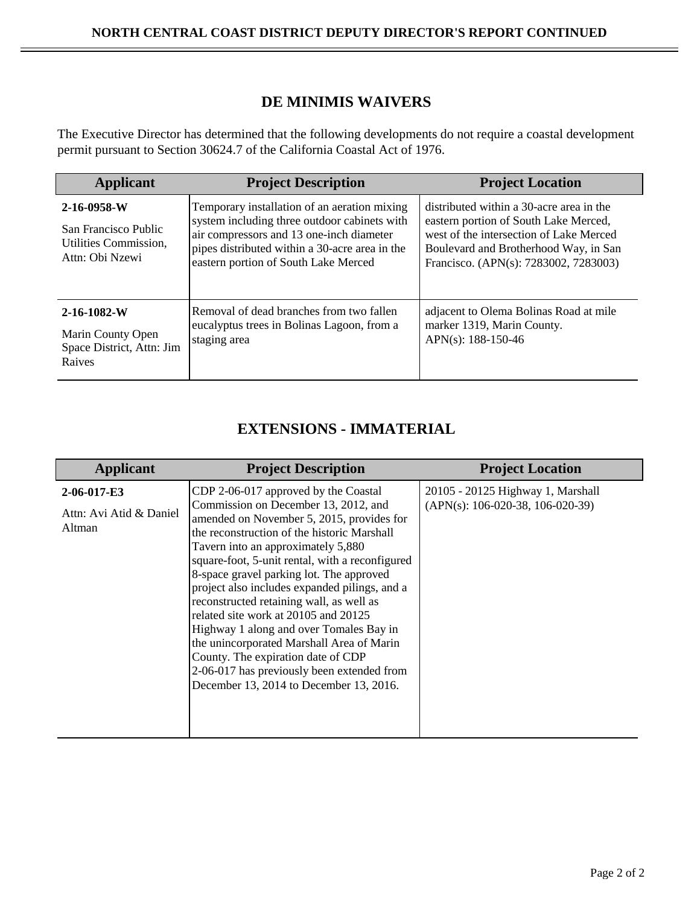# NORTH CENTRAL COAST DISTRICT DEPUTY DIRECTOR'S REPORT CONTINUED

## DE MINIMIS WAIVERS

The Executive Director has determined that the following developments do not require a coastal development permit pursuant to Section 30624.7 of the California Coastal Act of 1976.

| Applicant | Project Description | Project Location |
|---|---|---|
| **2-16-0958-W**<br>San Francisco Public Utilities Commission, Attn: Obi Nzewi | Temporary installation of an aeration mixing system including three outdoor cabinets with air compressors and 13 one-inch diameter pipes distributed within a 30-acre area in the eastern portion of South Lake Merced | distributed within a 30-acre area in the eastern portion of South Lake Merced, west of the intersection of Lake Merced Boulevard and Brotherhood Way, in San Francisco. (APN(s): 7283002, 7283003) |
| **2-16-1082-W**<br>Marin County Open Space District, Attn: Jim Raives | Removal of dead branches from two fallen eucalyptus trees in Bolinas Lagoon, from a staging area | adjacent to Olema Bolinas Road at mile marker 1319, Marin County. APN(s): 188-150-46 |

## EXTENSIONS - IMMATERIAL

| Applicant | Project Description | Project Location |
|---|---|---|
| **2-06-017-E3**<br>Attn: Avi Atid & Daniel Altman | CDP 2-06-017 approved by the Coastal Commission on December 13, 2012, and amended on November 5, 2015, provides for the reconstruction of the historic Marshall Tavern into an approximately 5,880 square-foot, 5-unit rental, with a reconfigured 8-space gravel parking lot. The approved project also includes expanded pilings, and a reconstructed retaining wall, as well as related site work at 20105 and 20125 Highway 1 along and over Tomales Bay in the unincorporated Marshall Area of Marin County. The expiration date of CDP 2-06-017 has previously been extended from December 13, 2014 to December 13, 2016. | 20105 - 20125 Highway 1, Marshall (APN(s): 106-020-38, 106-020-39) |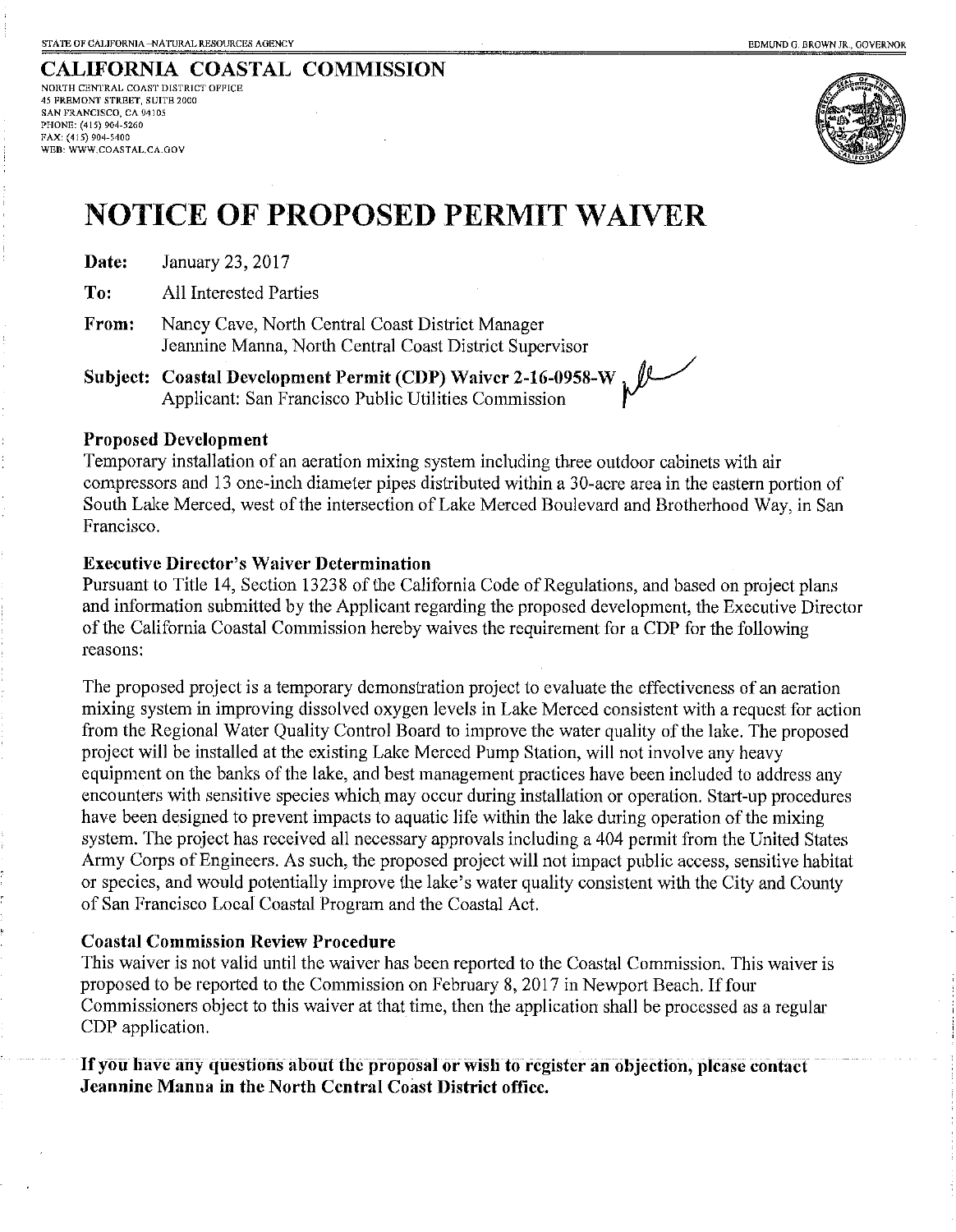STATE OF CALIFORNIA –NATURAL RESOURCES AGENCY EDMUND G. BROWN JR., GOVERNOR

# CALIFORNIA COASTAL COMMISSION

NORTH CENTRAL COAST DISTRICT OFFICE
45 FREMONT STREET, SUITE 2000
SAN FRANCISCO, CA 94105
PHONE: (415) 904-5260
FAX: (415) 904-5400
WEB: WWW.COASTAL.CA.GOV

# NOTICE OF PROPOSED PERMIT WAIVER

**Date:** January 23, 2017

**To:** All Interested Parties

**From:** Nancy Cave, North Central Coast District Manager
Jeannine Manna, North Central Coast District Supervisor

**Subject: Coastal Development Permit (CDP) Waiver 2-16-0958-W**
Applicant: San Francisco Public Utilities Commission

### Proposed Development

Temporary installation of an aeration mixing system including three outdoor cabinets with air compressors and 13 one-inch diameter pipes distributed within a 30-acre area in the eastern portion of South Lake Merced, west of the intersection of Lake Merced Boulevard and Brotherhood Way, in San Francisco.

### Executive Director's Waiver Determination

Pursuant to Title 14, Section 13238 of the California Code of Regulations, and based on project plans and information submitted by the Applicant regarding the proposed development, the Executive Director of the California Coastal Commission hereby waives the requirement for a CDP for the following reasons:

The proposed project is a temporary demonstration project to evaluate the effectiveness of an aeration mixing system in improving dissolved oxygen levels in Lake Merced consistent with a request for action from the Regional Water Quality Control Board to improve the water quality of the lake. The proposed project will be installed at the existing Lake Merced Pump Station, will not involve any heavy equipment on the banks of the lake, and best management practices have been included to address any encounters with sensitive species which may occur during installation or operation. Start-up procedures have been designed to prevent impacts to aquatic life within the lake during operation of the mixing system. The project has received all necessary approvals including a 404 permit from the United States Army Corps of Engineers. As such, the proposed project will not impact public access, sensitive habitat or species, and would potentially improve the lake's water quality consistent with the City and County of San Francisco Local Coastal Program and the Coastal Act.

### Coastal Commission Review Procedure

This waiver is not valid until the waiver has been reported to the Coastal Commission. This waiver is proposed to be reported to the Commission on February 8, 2017 in Newport Beach. If four Commissioners object to this waiver at that time, then the application shall be processed as a regular CDP application.

**If you have any questions about the proposal or wish to register an objection, please contact Jeannine Manna in the North Central Coast District office.**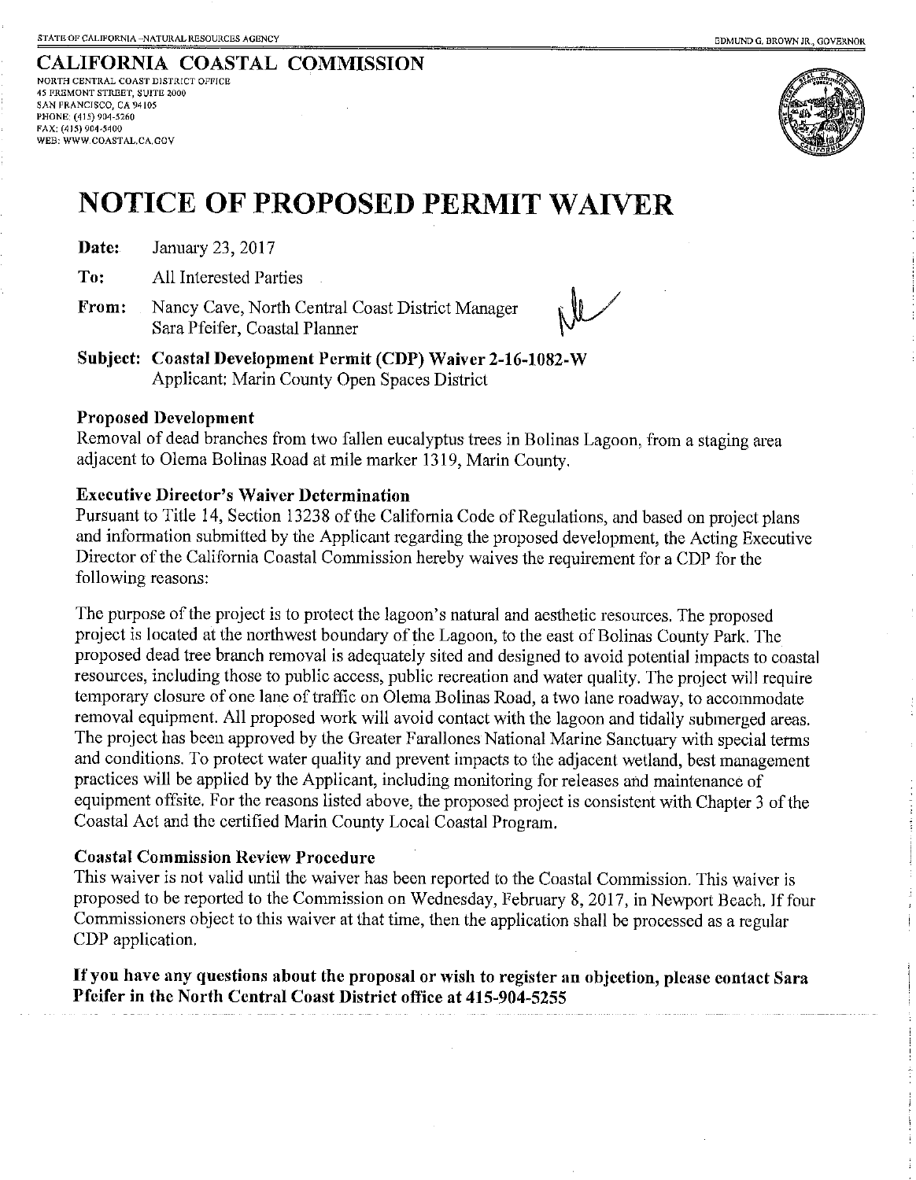STATE OF CALIFORNIA –NATURAL RESOURCES AGENCY EDMUND G. BROWN JR., GOVERNOR

## CALIFORNIA COASTAL COMMISSION

NORTH CENTRAL COAST DISTRICT OFFICE
45 FREMONT STREET, SUITE 2000
SAN FRANCISCO, CA 94105
PHONE: (415) 904-5260
FAX: (415) 904-5400
WEB: WWW.COASTAL.CA.GOV

# NOTICE OF PROPOSED PERMIT WAIVER

**Date:** January 23, 2017

**To:** All Interested Parties

**From:** Nancy Cave, North Central Coast District Manager
Sara Pfeifer, Coastal Planner

**Subject: Coastal Development Permit (CDP) Waiver 2-16-1082-W**
Applicant: Marin County Open Spaces District

### Proposed Development

Removal of dead branches from two fallen eucalyptus trees in Bolinas Lagoon, from a staging area adjacent to Olema Bolinas Road at mile marker 1319, Marin County.

### Executive Director's Waiver Determination

Pursuant to Title 14, Section 13238 of the California Code of Regulations, and based on project plans and information submitted by the Applicant regarding the proposed development, the Acting Executive Director of the California Coastal Commission hereby waives the requirement for a CDP for the following reasons:

The purpose of the project is to protect the lagoon's natural and aesthetic resources. The proposed project is located at the northwest boundary of the Lagoon, to the east of Bolinas County Park. The proposed dead tree branch removal is adequately sited and designed to avoid potential impacts to coastal resources, including those to public access, public recreation and water quality. The project will require temporary closure of one lane of traffic on Olema Bolinas Road, a two lane roadway, to accommodate removal equipment. All proposed work will avoid contact with the lagoon and tidally submerged areas. The project has been approved by the Greater Farallones National Marine Sanctuary with special terms and conditions. To protect water quality and prevent impacts to the adjacent wetland, best management practices will be applied by the Applicant, including monitoring for releases and maintenance of equipment offsite. For the reasons listed above, the proposed project is consistent with Chapter 3 of the Coastal Act and the certified Marin County Local Coastal Program.

### Coastal Commission Review Procedure

This waiver is not valid until the waiver has been reported to the Coastal Commission. This waiver is proposed to be reported to the Commission on Wednesday, February 8, 2017, in Newport Beach. If four Commissioners object to this waiver at that time, then the application shall be processed as a regular CDP application.

**If you have any questions about the proposal or wish to register an objection, please contact Sara Pfeifer in the North Central Coast District office at 415-904-5255**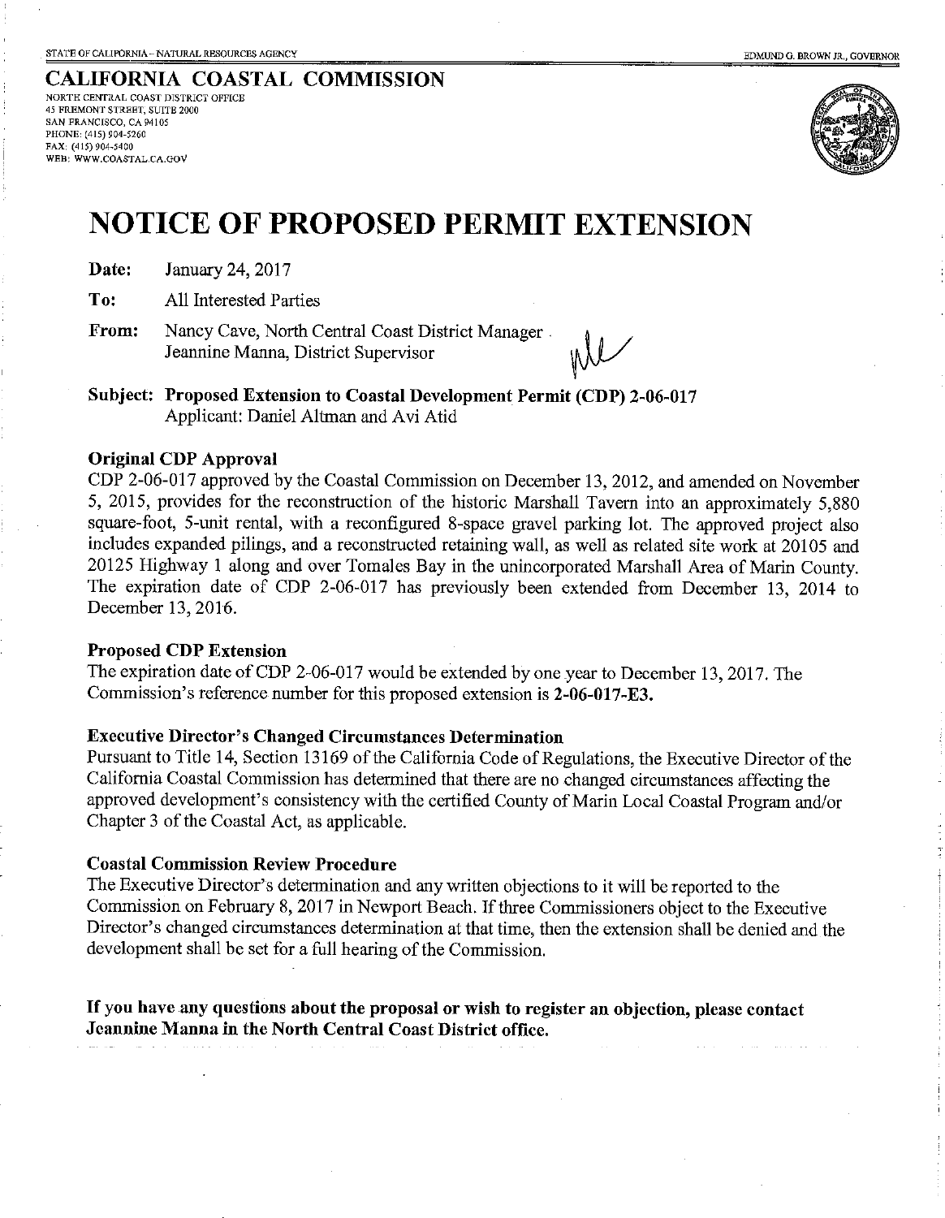STATE OF CALIFORNIA – NATURAL RESOURCES AGENCY

EDMUND G. BROWN JR., GOVERNOR

**CALIFORNIA COASTAL COMMISSION**
NORTH CENTRAL COAST DISTRICT OFFICE
45 FREMONT STREET, SUITE 2000
SAN FRANCISCO, CA 94105
PHONE: (415) 904-5260
FAX: (415) 904-5400
WEB: WWW.COASTAL.CA.GOV

# NOTICE OF PROPOSED PERMIT EXTENSION

**Date:** January 24, 2017

**To:** All Interested Parties

**From:** Nancy Cave, North Central Coast District Manager
Jeannine Manna, District Supervisor

**Subject: Proposed Extension to Coastal Development Permit (CDP) 2-06-017**
Applicant: Daniel Altman and Avi Atid

**Original CDP Approval**

CDP 2-06-017 approved by the Coastal Commission on December 13, 2012, and amended on November 5, 2015, provides for the reconstruction of the historic Marshall Tavern into an approximately 5,880 square-foot, 5-unit rental, with a reconfigured 8-space gravel parking lot. The approved project also includes expanded pilings, and a reconstructed retaining wall, as well as related site work at 20105 and 20125 Highway 1 along and over Tomales Bay in the unincorporated Marshall Area of Marin County. The expiration date of CDP 2-06-017 has previously been extended from December 13, 2014 to December 13, 2016.

**Proposed CDP Extension**

The expiration date of CDP 2-06-017 would be extended by one year to December 13, 2017. The Commission's reference number for this proposed extension is **2-06-017-E3.**

**Executive Director's Changed Circumstances Determination**

Pursuant to Title 14, Section 13169 of the California Code of Regulations, the Executive Director of the California Coastal Commission has determined that there are no changed circumstances affecting the approved development's consistency with the certified County of Marin Local Coastal Program and/or Chapter 3 of the Coastal Act, as applicable.

**Coastal Commission Review Procedure**

The Executive Director's determination and any written objections to it will be reported to the Commission on February 8, 2017 in Newport Beach. If three Commissioners object to the Executive Director's changed circumstances determination at that time, then the extension shall be denied and the development shall be set for a full hearing of the Commission.

**If you have any questions about the proposal or wish to register an objection, please contact Jeannine Manna in the North Central Coast District office.**